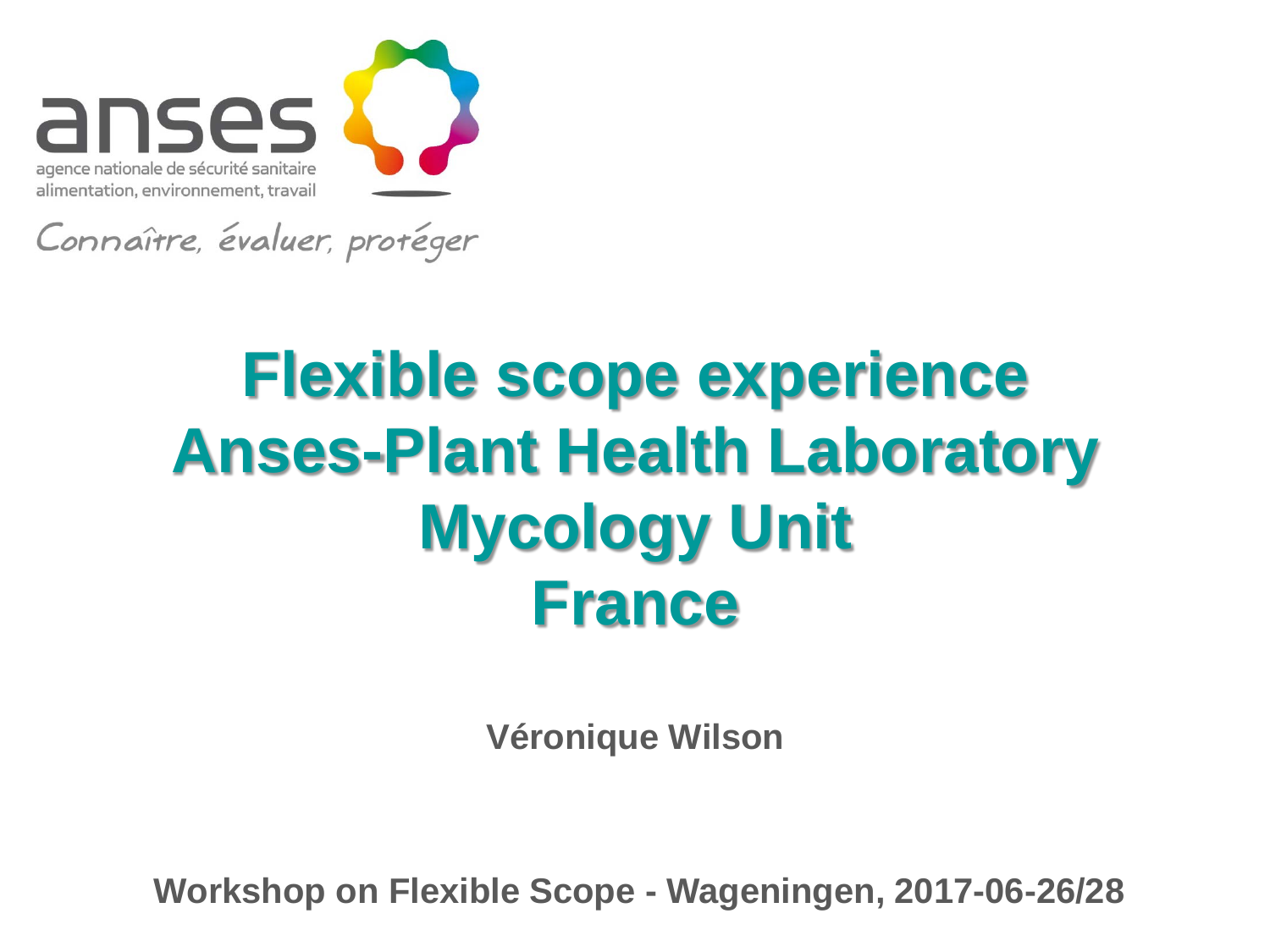anses

agence nationale de sécurité sanitaire
alimentation, environnement, travail

Connaître, évaluer, protéger

# Flexible scope experience Anses-Plant Health Laboratory Mycology Unit France

**Véronique Wilson**

**Workshop on Flexible Scope - Wageningen, 2017-06-26/28**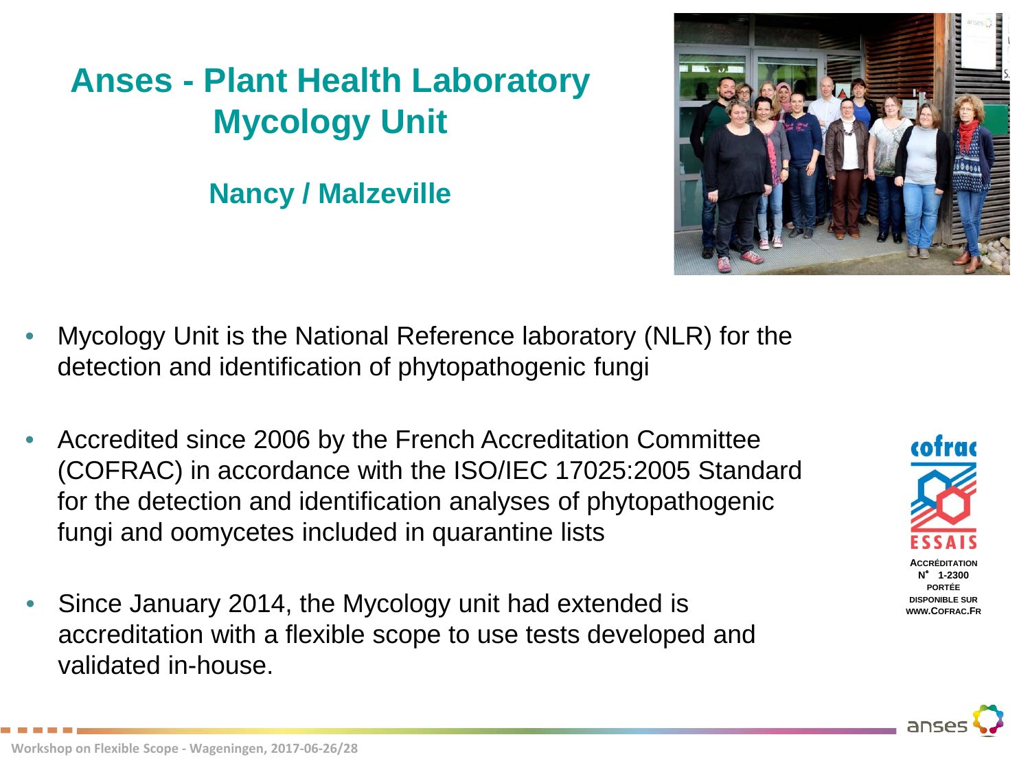# Anses - Plant Health Laboratory Mycology Unit

## Nancy / Malzeville

- Mycology Unit is the National Reference laboratory (NLR) for the detection and identification of phytopathogenic fungi
- Accredited since 2006 by the French Accreditation Committee (COFRAC) in accordance with the ISO/IEC 17025:2005 Standard for the detection and identification analyses of phytopathogenic fungi and oomycetes included in quarantine lists
- Since January 2014, the Mycology unit had extended is accreditation with a flexible scope to use tests developed and validated in-house.

cofrac ESSAIS

ACCRÉDITATION N° 1-2300 PORTÉE DISPONIBLE SUR WWW.COFRAC.FR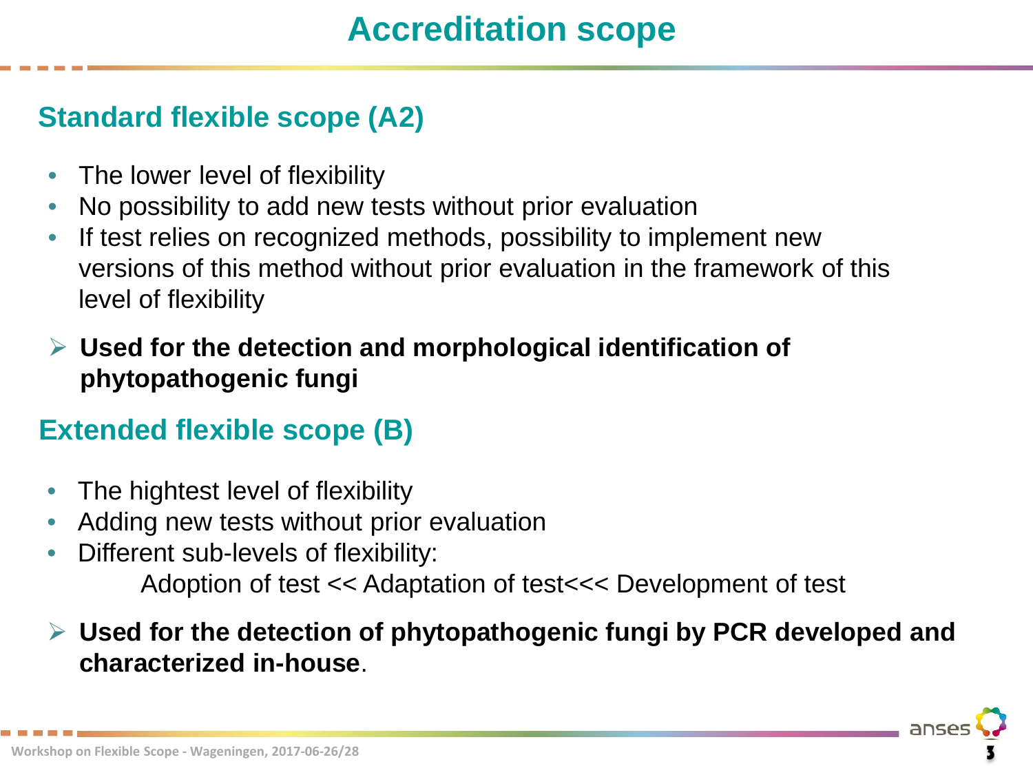# Accreditation scope

## Standard flexible scope (A2)

- The lower level of flexibility
- No possibility to add new tests without prior evaluation
- If test relies on recognized methods, possibility to implement new versions of this method without prior evaluation in the framework of this level of flexibility

➢ **Used for the detection and morphological identification of phytopathogenic fungi**

## Extended flexible scope (B)

- The hightest level of flexibility
- Adding new tests without prior evaluation
- Different sub-levels of flexibility:

  Adoption of test << Adaptation of test<<< Development of test

➢ **Used for the detection of phytopathogenic fungi by PCR developed and characterized in-house**.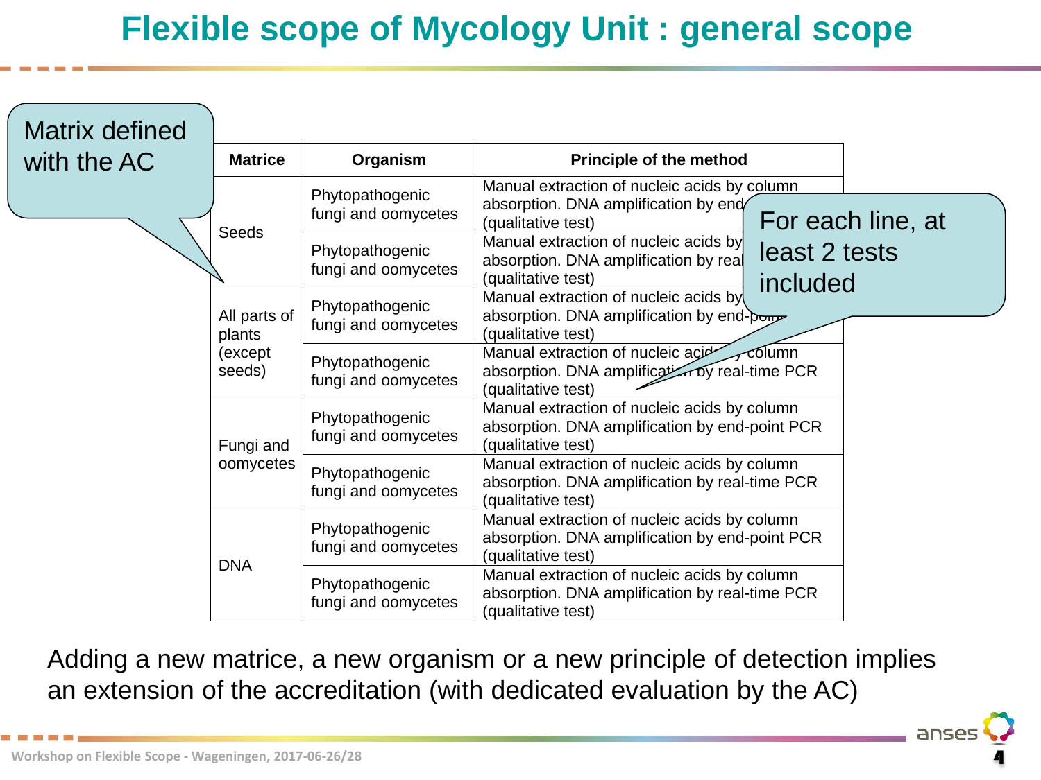# Flexible scope of Mycology Unit : general scope

Matrix defined with the AC

For each line, at least 2 tests included

| Matrice | Organism | Principle of the method |
| --- | --- | --- |
| Seeds | Phytopathogenic fungi and oomycetes | Manual extraction of nucleic acids by column absorption. DNA amplification by end-point PCR (qualitative test) |
| | Phytopathogenic fungi and oomycetes | Manual extraction of nucleic acids by column absorption. DNA amplification by real-time PCR (qualitative test) |
| All parts of plants (except seeds) | Phytopathogenic fungi and oomycetes | Manual extraction of nucleic acids by column absorption. DNA amplification by end-point PCR (qualitative test) |
| | Phytopathogenic fungi and oomycetes | Manual extraction of nucleic acids by column absorption. DNA amplification by real-time PCR (qualitative test) |
| Fungi and oomycetes | Phytopathogenic fungi and oomycetes | Manual extraction of nucleic acids by column absorption. DNA amplification by end-point PCR (qualitative test) |
| | Phytopathogenic fungi and oomycetes | Manual extraction of nucleic acids by column absorption. DNA amplification by real-time PCR (qualitative test) |
| DNA | Phytopathogenic fungi and oomycetes | Manual extraction of nucleic acids by column absorption. DNA amplification by end-point PCR (qualitative test) |
| | Phytopathogenic fungi and oomycetes | Manual extraction of nucleic acids by column absorption. DNA amplification by real-time PCR (qualitative test) |

Adding a new matrice, a new organism or a new principle of detection implies an extension of the accreditation (with dedicated evaluation by the AC)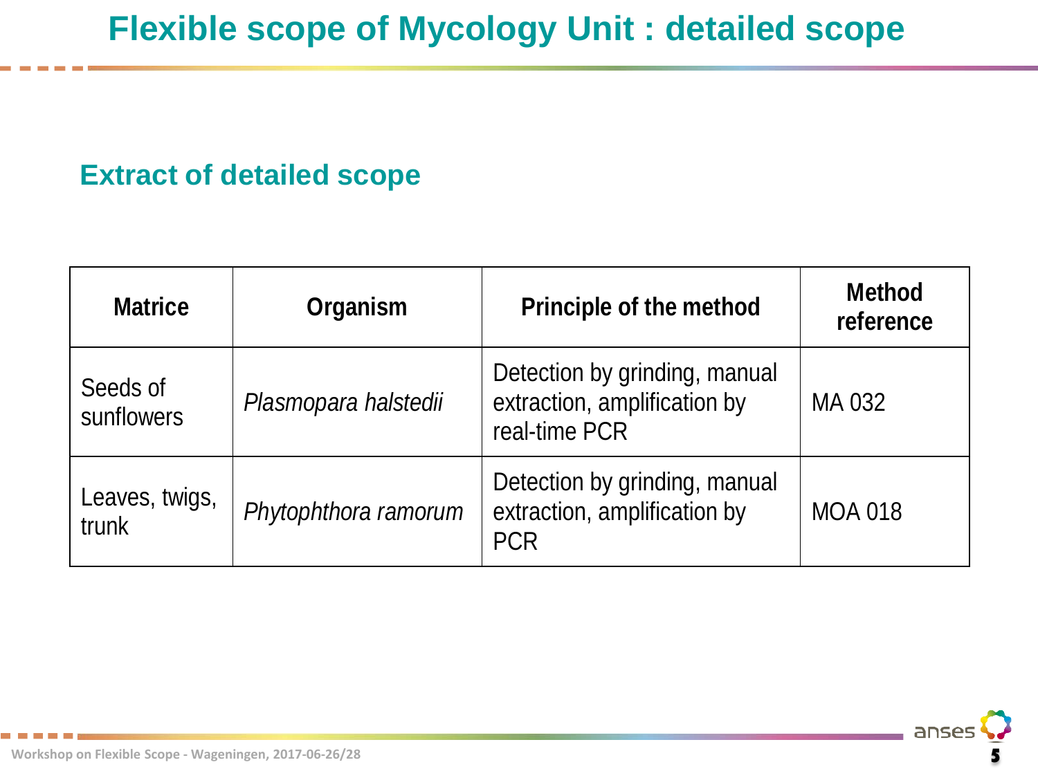# Flexible scope of Mycology Unit : detailed scope

## Extract of detailed scope

| Matrice | Organism | Principle of the method | Method reference |
|---|---|---|---|
| Seeds of sunflowers | *Plasmopara halstedii* | Detection by grinding, manual extraction, amplification by real-time PCR | MA 032 |
| Leaves, twigs, trunk | *Phytophthora ramorum* | Detection by grinding, manual extraction, amplification by PCR | MOA 018 |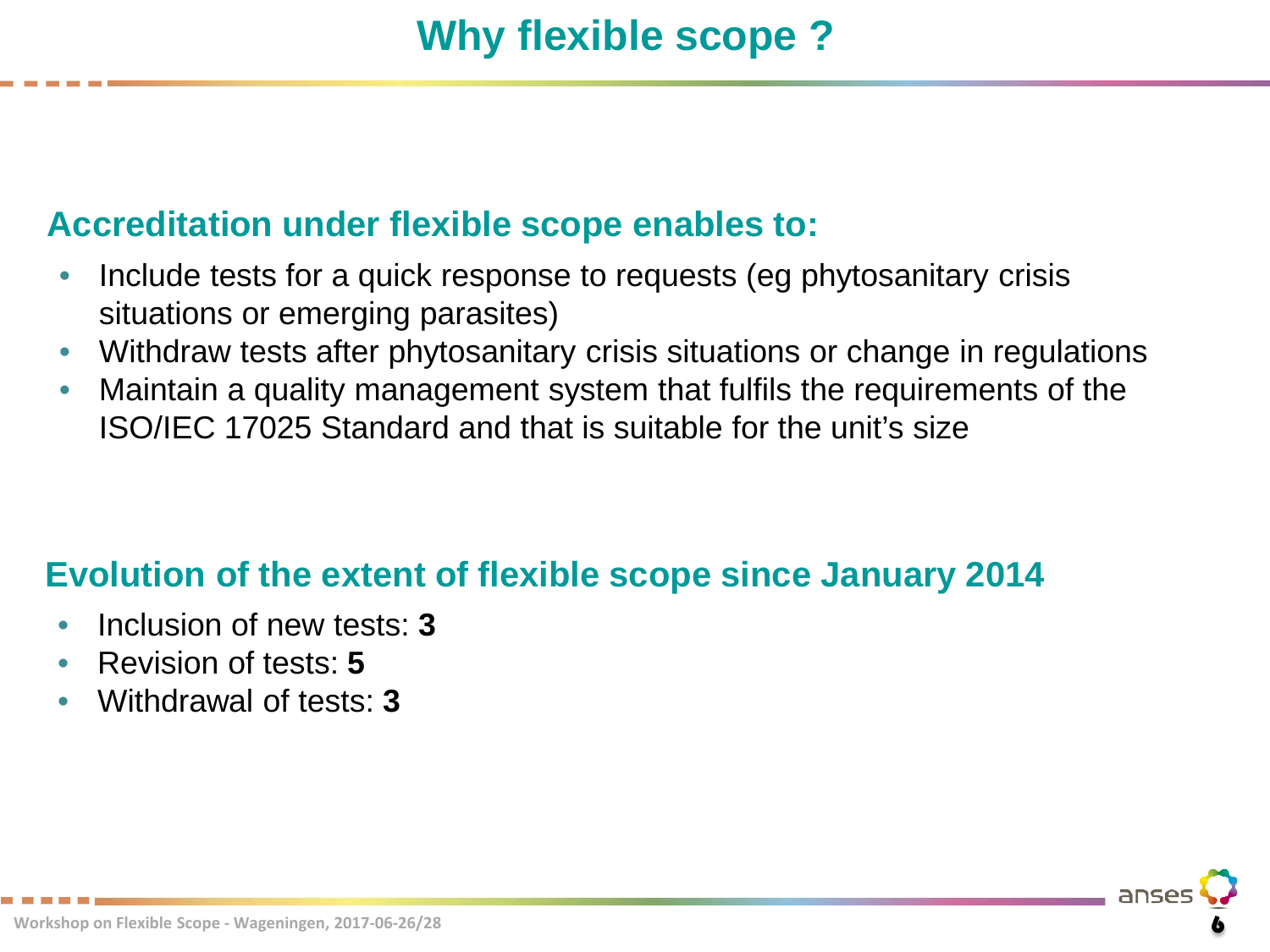# Why flexible scope ?

## Accreditation under flexible scope enables to:

- Include tests for a quick response to requests (eg phytosanitary crisis situations or emerging parasites)
- Withdraw tests after phytosanitary crisis situations or change in regulations
- Maintain a quality management system that fulfils the requirements of the ISO/IEC 17025 Standard and that is suitable for the unit's size

## Evolution of the extent of flexible scope since January 2014

- Inclusion of new tests: **3**
- Revision of tests: **5**
- Withdrawal of tests: **3**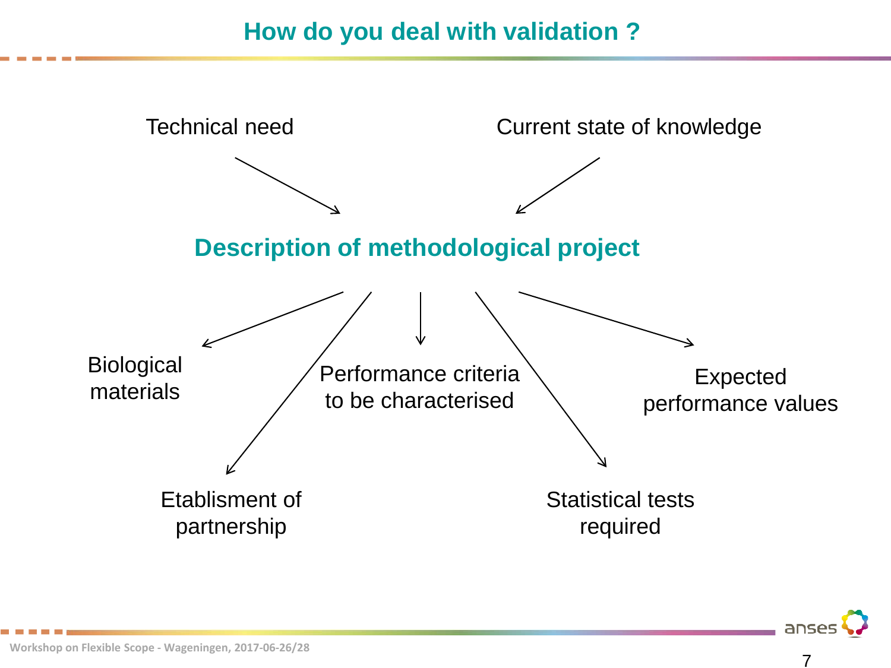# How do you deal with validation ?

Technical need

Current state of knowledge

**Description of methodological project**

Biological materials

Etablisment of partnership

Performance criteria to be characterised

Statistical tests required

Expected performance values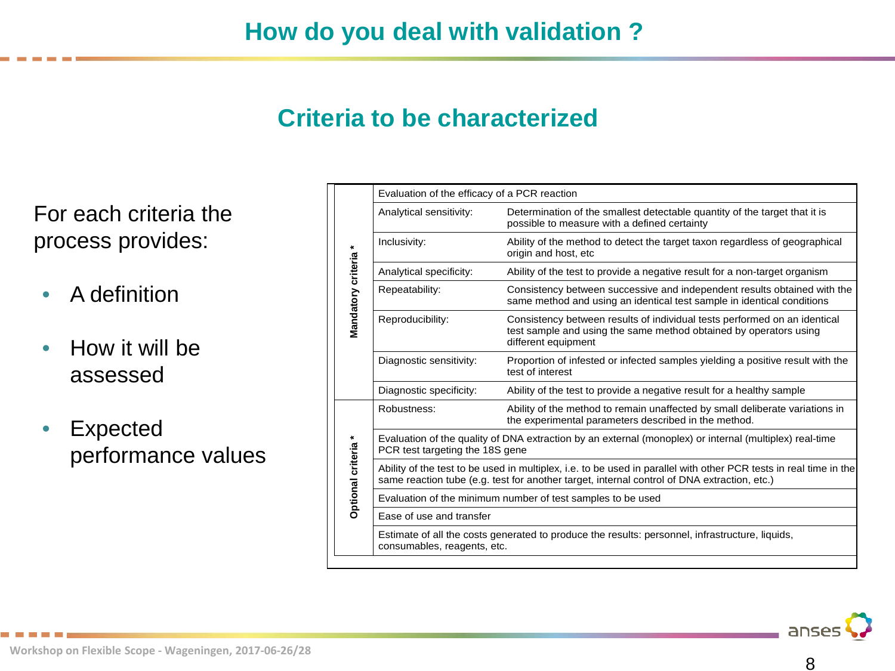# How do you deal with validation ?

## Criteria to be characterized

For each criteria the process provides:

- A definition
- How it will be assessed
- Expected performance values

| | | |
|---|---|---|
| Mandatory criteria * | Evaluation of the efficacy of a PCR reaction | |
| | Analytical sensitivity: | Determination of the smallest detectable quantity of the target that it is possible to measure with a defined certainty |
| | Inclusivity: | Ability of the method to detect the target taxon regardless of geographical origin and host, etc |
| | Analytical specificity: | Ability of the test to provide a negative result for a non-target organism |
| | Repeatability: | Consistency between successive and independent results obtained with the same method and using an identical test sample in identical conditions |
| | Reproducibility: | Consistency between results of individual tests performed on an identical test sample and using the same method obtained by operators using different equipment |
| | Diagnostic sensitivity: | Proportion of infested or infected samples yielding a positive result with the test of interest |
| | Diagnostic specificity: | Ability of the test to provide a negative result for a healthy sample |
| Optional criteria * | Robustness: | Ability of the method to remain unaffected by small deliberate variations in the experimental parameters described in the method. |
| | Evaluation of the quality of DNA extraction by an external (monoplex) or internal (multiplex) real-time PCR test targeting the 18S gene | |
| | Ability of the test to be used in multiplex, i.e. to be used in parallel with other PCR tests in real time in the same reaction tube (e.g. test for another target, internal control of DNA extraction, etc.) | |
| | Evaluation of the minimum number of test samples to be used | |
| | Ease of use and transfer | |
| | Estimate of all the costs generated to produce the results: personnel, infrastructure, liquids, consumables, reagents, etc. | |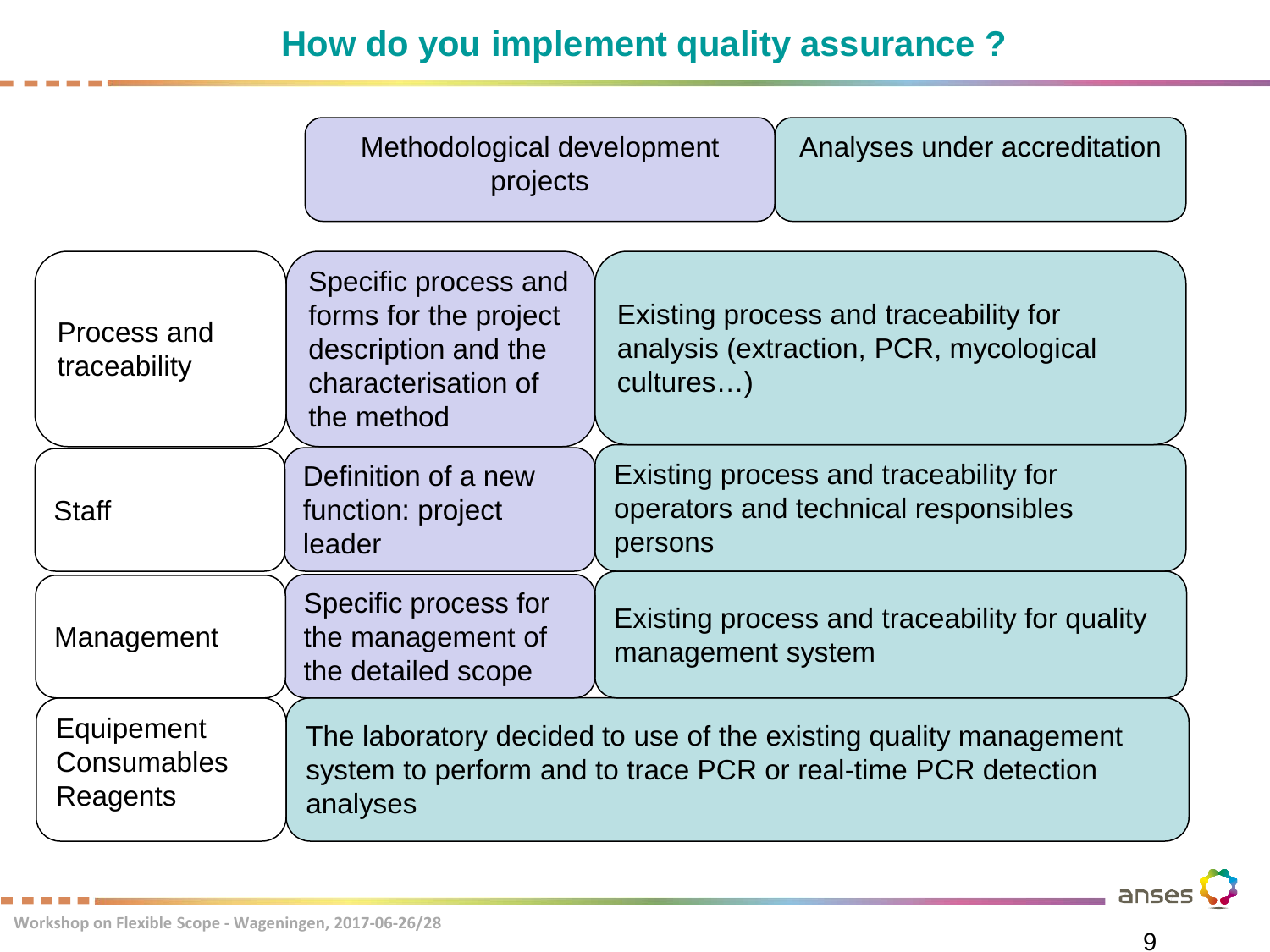# How do you implement quality assurance ?

| | Methodological development projects | Analyses under accreditation |
|---|---|---|
| Process and traceability | Specific process and forms for the project description and the characterisation of the method | Existing process and traceability for analysis (extraction, PCR, mycological cultures…) |
| Staff | Definition of a new function: project leader | Existing process and traceability for operators and technical responsibles persons |
| Management | Specific process for the management of the detailed scope | Existing process and traceability for quality management system |
| Equipement Consumables Reagents | The laboratory decided to use of the existing quality management system to perform and to trace PCR or real-time PCR detection analyses | |

Workshop on Flexible Scope - Wageningen, 2017-06-26/28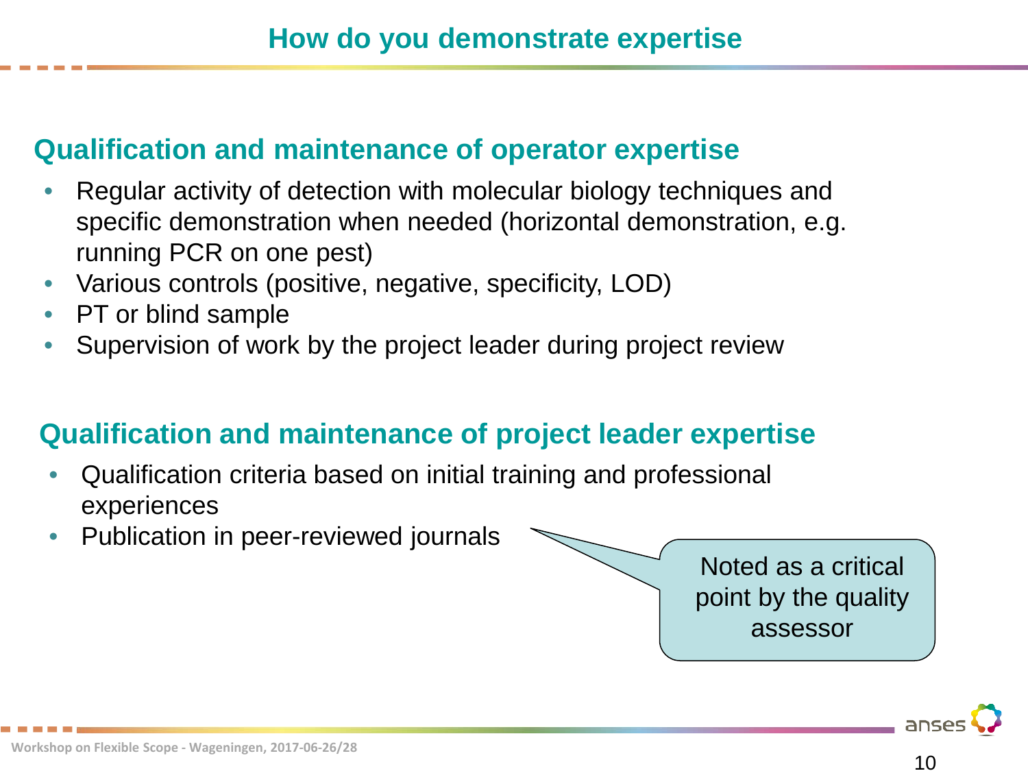# How do you demonstrate expertise

## Qualification and maintenance of operator expertise

- Regular activity of detection with molecular biology techniques and specific demonstration when needed (horizontal demonstration, e.g. running PCR on one pest)
- Various controls (positive, negative, specificity, LOD)
- PT or blind sample
- Supervision of work by the project leader during project review

## Qualification and maintenance of project leader expertise

- Qualification criteria based on initial training and professional experiences
- Publication in peer-reviewed journals

Noted as a critical point by the quality assessor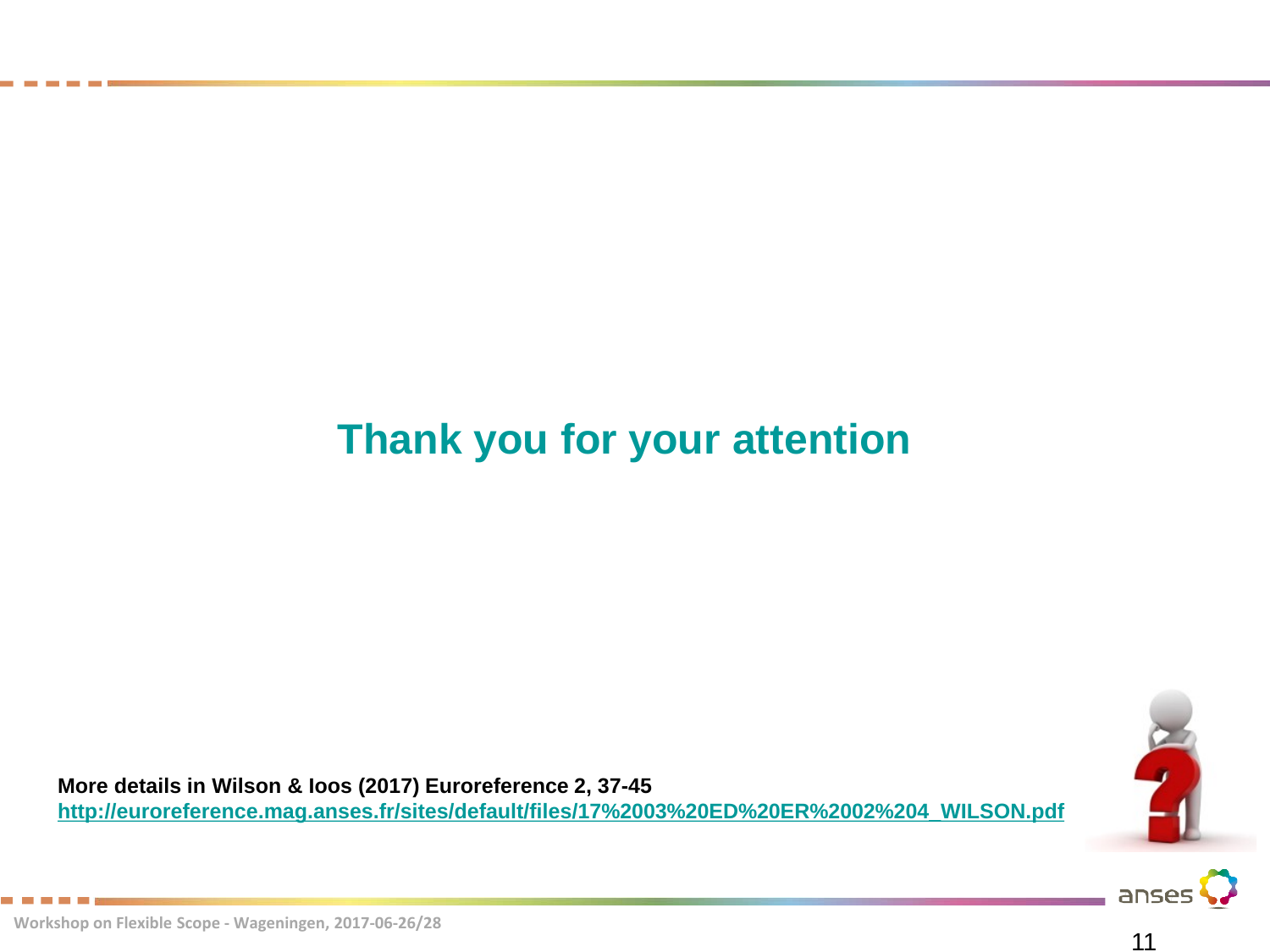# Thank you for your attention

**More details in Wilson & Ioos (2017) Euroreference 2, 37-45**
**http://euroreference.mag.anses.fr/sites/default/files/17%2003%20ED%20ER%2002%204_WILSON.pdf**